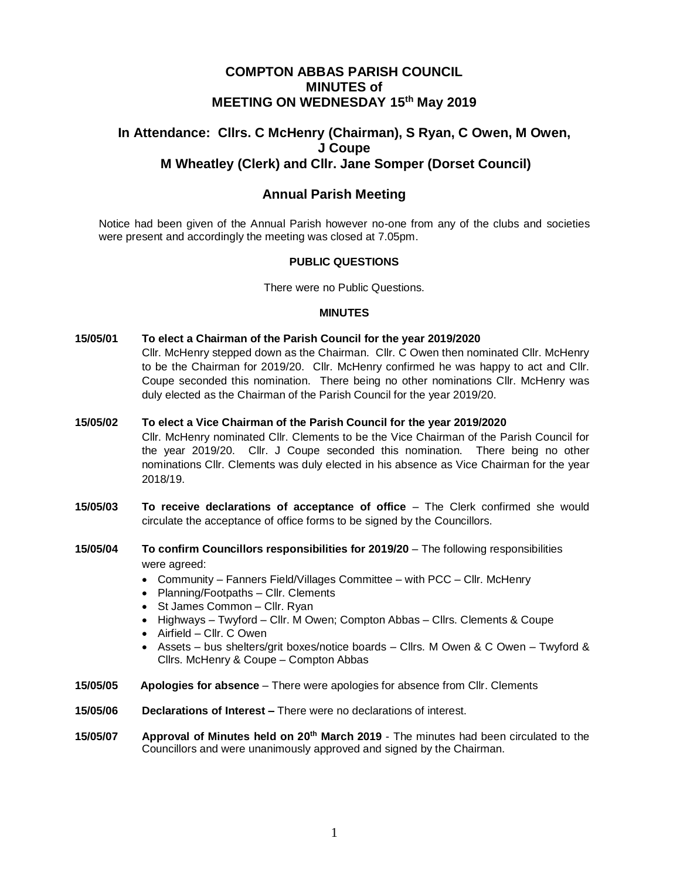# COMPTON ABBAS PARISH COUNCIL
# MINUTES of
# MEETING ON WEDNESDAY 15th May 2019

## In Attendance: Cllrs. C McHenry (Chairman), S Ryan, C Owen, M Owen, J Coupe
## M Wheatley (Clerk) and Cllr. Jane Somper (Dorset Council)

## Annual Parish Meeting

Notice had been given of the Annual Parish however no-one from any of the clubs and societies were present and accordingly the meeting was closed at 7.05pm.

**PUBLIC QUESTIONS**

There were no Public Questions.

**MINUTES**

**15/05/01 To elect a Chairman of the Parish Council for the year 2019/2020**
Cllr. McHenry stepped down as the Chairman. Cllr. C Owen then nominated Cllr. McHenry to be the Chairman for 2019/20. Cllr. McHenry confirmed he was happy to act and Cllr. Coupe seconded this nomination. There being no other nominations Cllr. McHenry was duly elected as the Chairman of the Parish Council for the year 2019/20.

**15/05/02 To elect a Vice Chairman of the Parish Council for the year 2019/2020**
Cllr. McHenry nominated Cllr. Clements to be the Vice Chairman of the Parish Council for the year 2019/20. Cllr. J Coupe seconded this nomination. There being no other nominations Cllr. Clements was duly elected in his absence as Vice Chairman for the year 2018/19.

**15/05/03 To receive declarations of acceptance of office** – The Clerk confirmed she would circulate the acceptance of office forms to be signed by the Councillors.

**15/05/04 To confirm Councillors responsibilities for 2019/20** – The following responsibilities were agreed:

- Community – Fanners Field/Villages Committee – with PCC – Cllr. McHenry
- Planning/Footpaths – Cllr. Clements
- St James Common – Cllr. Ryan
- Highways – Twyford – Cllr. M Owen; Compton Abbas – Cllrs. Clements & Coupe
- Airfield – Cllr. C Owen
- Assets – bus shelters/grit boxes/notice boards – Cllrs. M Owen & C Owen – Twyford & Cllrs. McHenry & Coupe – Compton Abbas

**15/05/05 Apologies for absence** – There were apologies for absence from Cllr. Clements

**15/05/06 Declarations of Interest –** There were no declarations of interest.

**15/05/07 Approval of Minutes held on 20th March 2019** - The minutes had been circulated to the Councillors and were unanimously approved and signed by the Chairman.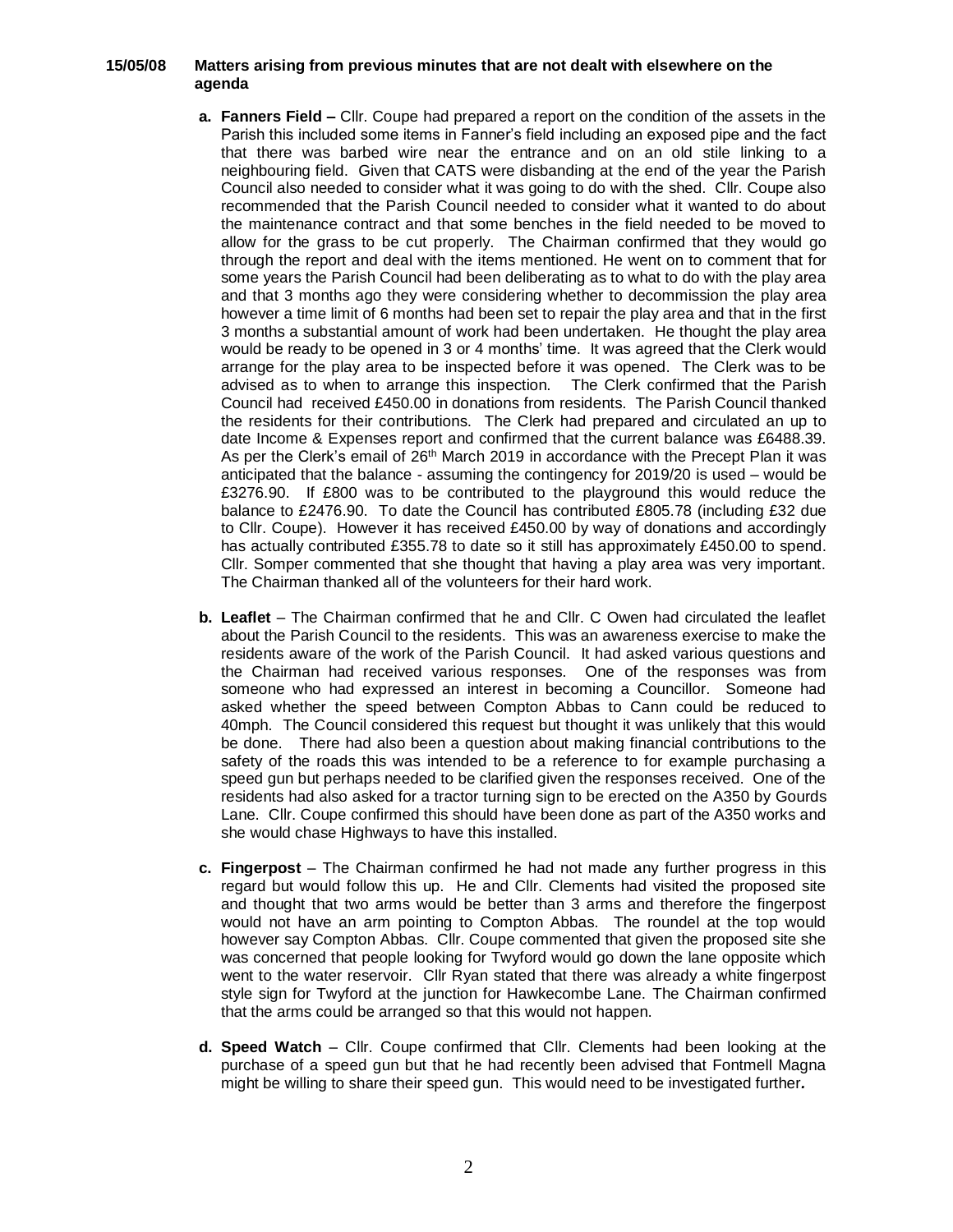**15/05/08 Matters arising from previous minutes that are not dealt with elsewhere on the agenda**

- **a. Fanners Field –** Cllr. Coupe had prepared a report on the condition of the assets in the Parish this included some items in Fanner's field including an exposed pipe and the fact that there was barbed wire near the entrance and on an old stile linking to a neighbouring field. Given that CATS were disbanding at the end of the year the Parish Council also needed to consider what it was going to do with the shed. Cllr. Coupe also recommended that the Parish Council needed to consider what it wanted to do about the maintenance contract and that some benches in the field needed to be moved to allow for the grass to be cut properly. The Chairman confirmed that they would go through the report and deal with the items mentioned. He went on to comment that for some years the Parish Council had been deliberating as to what to do with the play area and that 3 months ago they were considering whether to decommission the play area however a time limit of 6 months had been set to repair the play area and that in the first 3 months a substantial amount of work had been undertaken. He thought the play area would be ready to be opened in 3 or 4 months' time. It was agreed that the Clerk would arrange for the play area to be inspected before it was opened. The Clerk was to be advised as to when to arrange this inspection. The Clerk confirmed that the Parish Council had received £450.00 in donations from residents. The Parish Council thanked the residents for their contributions. The Clerk had prepared and circulated an up to date Income & Expenses report and confirmed that the current balance was £6488.39. As per the Clerk's email of 26th March 2019 in accordance with the Precept Plan it was anticipated that the balance - assuming the contingency for 2019/20 is used – would be £3276.90. If £800 was to be contributed to the playground this would reduce the balance to £2476.90. To date the Council has contributed £805.78 (including £32 due to Cllr. Coupe). However it has received £450.00 by way of donations and accordingly has actually contributed £355.78 to date so it still has approximately £450.00 to spend. Cllr. Somper commented that she thought that having a play area was very important. The Chairman thanked all of the volunteers for their hard work.

- **b. Leaflet** – The Chairman confirmed that he and Cllr. C Owen had circulated the leaflet about the Parish Council to the residents. This was an awareness exercise to make the residents aware of the work of the Parish Council. It had asked various questions and the Chairman had received various responses. One of the responses was from someone who had expressed an interest in becoming a Councillor. Someone had asked whether the speed between Compton Abbas to Cann could be reduced to 40mph. The Council considered this request but thought it was unlikely that this would be done. There had also been a question about making financial contributions to the safety of the roads this was intended to be a reference to for example purchasing a speed gun but perhaps needed to be clarified given the responses received. One of the residents had also asked for a tractor turning sign to be erected on the A350 by Gourds Lane. Cllr. Coupe confirmed this should have been done as part of the A350 works and she would chase Highways to have this installed.

- **c. Fingerpost** – The Chairman confirmed he had not made any further progress in this regard but would follow this up. He and Cllr. Clements had visited the proposed site and thought that two arms would be better than 3 arms and therefore the fingerpost would not have an arm pointing to Compton Abbas. The roundel at the top would however say Compton Abbas. Cllr. Coupe commented that given the proposed site she was concerned that people looking for Twyford would go down the lane opposite which went to the water reservoir. Cllr Ryan stated that there was already a white fingerpost style sign for Twyford at the junction for Hawkecombe Lane. The Chairman confirmed that the arms could be arranged so that this would not happen.

- **d. Speed Watch** – Cllr. Coupe confirmed that Cllr. Clements had been looking at the purchase of a speed gun but that he had recently been advised that Fontmell Magna might be willing to share their speed gun. This would need to be investigated further**.**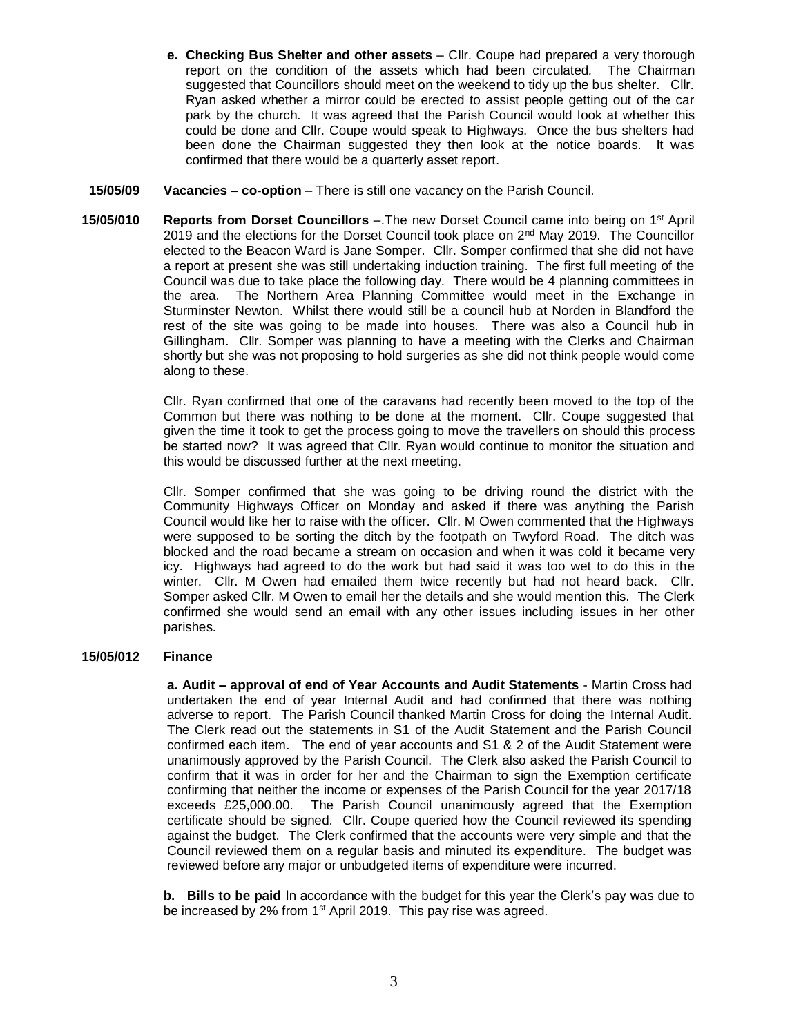**e. Checking Bus Shelter and other assets** – Cllr. Coupe had prepared a very thorough report on the condition of the assets which had been circulated. The Chairman suggested that Councillors should meet on the weekend to tidy up the bus shelter. Cllr. Ryan asked whether a mirror could be erected to assist people getting out of the car park by the church. It was agreed that the Parish Council would look at whether this could be done and Cllr. Coupe would speak to Highways. Once the bus shelters had been done the Chairman suggested they then look at the notice boards. It was confirmed that there would be a quarterly asset report.

**15/05/09 Vacancies – co-option** – There is still one vacancy on the Parish Council.

**15/05/010 Reports from Dorset Councillors** –.The new Dorset Council came into being on 1st April 2019 and the elections for the Dorset Council took place on 2nd May 2019. The Councillor elected to the Beacon Ward is Jane Somper. Cllr. Somper confirmed that she did not have a report at present she was still undertaking induction training. The first full meeting of the Council was due to take place the following day. There would be 4 planning committees in the area. The Northern Area Planning Committee would meet in the Exchange in Sturminster Newton. Whilst there would still be a council hub at Norden in Blandford the rest of the site was going to be made into houses. There was also a Council hub in Gillingham. Cllr. Somper was planning to have a meeting with the Clerks and Chairman shortly but she was not proposing to hold surgeries as she did not think people would come along to these.

Cllr. Ryan confirmed that one of the caravans had recently been moved to the top of the Common but there was nothing to be done at the moment. Cllr. Coupe suggested that given the time it took to get the process going to move the travellers on should this process be started now? It was agreed that Cllr. Ryan would continue to monitor the situation and this would be discussed further at the next meeting.

Cllr. Somper confirmed that she was going to be driving round the district with the Community Highways Officer on Monday and asked if there was anything the Parish Council would like her to raise with the officer. Cllr. M Owen commented that the Highways were supposed to be sorting the ditch by the footpath on Twyford Road. The ditch was blocked and the road became a stream on occasion and when it was cold it became very icy. Highways had agreed to do the work but had said it was too wet to do this in the winter. Cllr. M Owen had emailed them twice recently but had not heard back. Cllr. Somper asked Cllr. M Owen to email her the details and she would mention this. The Clerk confirmed she would send an email with any other issues including issues in her other parishes.

**15/05/012 Finance**

**a. Audit – approval of end of Year Accounts and Audit Statements** - Martin Cross had undertaken the end of year Internal Audit and had confirmed that there was nothing adverse to report. The Parish Council thanked Martin Cross for doing the Internal Audit. The Clerk read out the statements in S1 of the Audit Statement and the Parish Council confirmed each item. The end of year accounts and S1 & 2 of the Audit Statement were unanimously approved by the Parish Council. The Clerk also asked the Parish Council to confirm that it was in order for her and the Chairman to sign the Exemption certificate confirming that neither the income or expenses of the Parish Council for the year 2017/18 exceeds £25,000.00. The Parish Council unanimously agreed that the Exemption certificate should be signed. Cllr. Coupe queried how the Council reviewed its spending against the budget. The Clerk confirmed that the accounts were very simple and that the Council reviewed them on a regular basis and minuted its expenditure. The budget was reviewed before any major or unbudgeted items of expenditure were incurred.

**b. Bills to be paid** In accordance with the budget for this year the Clerk's pay was due to be increased by 2% from 1st April 2019. This pay rise was agreed.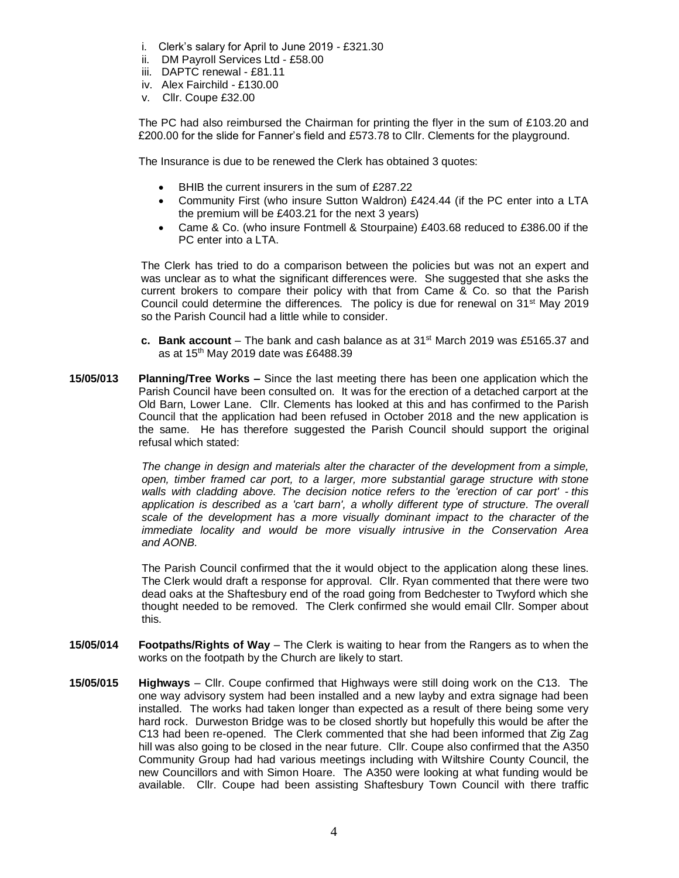i. Clerk's salary for April to June 2019 - £321.30
ii. DM Payroll Services Ltd - £58.00
iii. DAPTC renewal - £81.11
iv. Alex Fairchild - £130.00
v. Cllr. Coupe £32.00

The PC had also reimbursed the Chairman for printing the flyer in the sum of £103.20 and £200.00 for the slide for Fanner's field and £573.78 to Cllr. Clements for the playground.

The Insurance is due to be renewed the Clerk has obtained 3 quotes:

- BHIB the current insurers in the sum of £287.22
- Community First (who insure Sutton Waldron) £424.44 (if the PC enter into a LTA the premium will be £403.21 for the next 3 years)
- Came & Co. (who insure Fontmell & Stourpaine) £403.68 reduced to £386.00 if the PC enter into a LTA.

The Clerk has tried to do a comparison between the policies but was not an expert and was unclear as to what the significant differences were. She suggested that she asks the current brokers to compare their policy with that from Came & Co. so that the Parish Council could determine the differences. The policy is due for renewal on 31st May 2019 so the Parish Council had a little while to consider.

**c. Bank account** – The bank and cash balance as at 31st March 2019 was £5165.37 and as at 15th May 2019 date was £6488.39

**15/05/013 Planning/Tree Works –** Since the last meeting there has been one application which the Parish Council have been consulted on. It was for the erection of a detached carport at the Old Barn, Lower Lane. Cllr. Clements has looked at this and has confirmed to the Parish Council that the application had been refused in October 2018 and the new application is the same. He has therefore suggested the Parish Council should support the original refusal which stated:

*The change in design and materials alter the character of the development from a simple, open, timber framed car port, to a larger, more substantial garage structure with stone walls with cladding above. The decision notice refers to the 'erection of car port' - this application is described as a 'cart barn', a wholly different type of structure. The overall scale of the development has a more visually dominant impact to the character of the immediate locality and would be more visually intrusive in the Conservation Area and AONB.*

The Parish Council confirmed that the it would object to the application along these lines. The Clerk would draft a response for approval. Cllr. Ryan commented that there were two dead oaks at the Shaftesbury end of the road going from Bedchester to Twyford which she thought needed to be removed. The Clerk confirmed she would email Cllr. Somper about this.

**15/05/014 Footpaths/Rights of Way** – The Clerk is waiting to hear from the Rangers as to when the works on the footpath by the Church are likely to start.

**15/05/015 Highways** – Cllr. Coupe confirmed that Highways were still doing work on the C13. The one way advisory system had been installed and a new layby and extra signage had been installed. The works had taken longer than expected as a result of there being some very hard rock. Durweston Bridge was to be closed shortly but hopefully this would be after the C13 had been re-opened. The Clerk commented that she had been informed that Zig Zag hill was also going to be closed in the near future. Cllr. Coupe also confirmed that the A350 Community Group had had various meetings including with Wiltshire County Council, the new Councillors and with Simon Hoare. The A350 were looking at what funding would be available. Cllr. Coupe had been assisting Shaftesbury Town Council with there traffic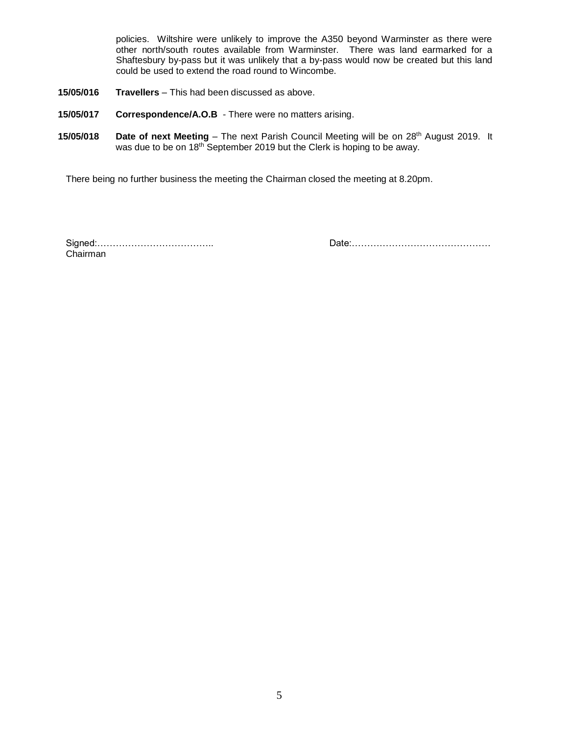policies. Wiltshire were unlikely to improve the A350 beyond Warminster as there were other north/south routes available from Warminster. There was land earmarked for a Shaftesbury by-pass but it was unlikely that a by-pass would now be created but this land could be used to extend the road round to Wincombe.

**15/05/016** **Travellers** – This had been discussed as above.

**15/05/017** **Correspondence/A.O.B** - There were no matters arising.

**15/05/018** **Date of next Meeting** – The next Parish Council Meeting will be on 28th August 2019. It was due to be on 18th September 2019 but the Clerk is hoping to be away.

There being no further business the meeting the Chairman closed the meeting at 8.20pm.

Signed:……………………………….. Date:………………………………………
Chairman